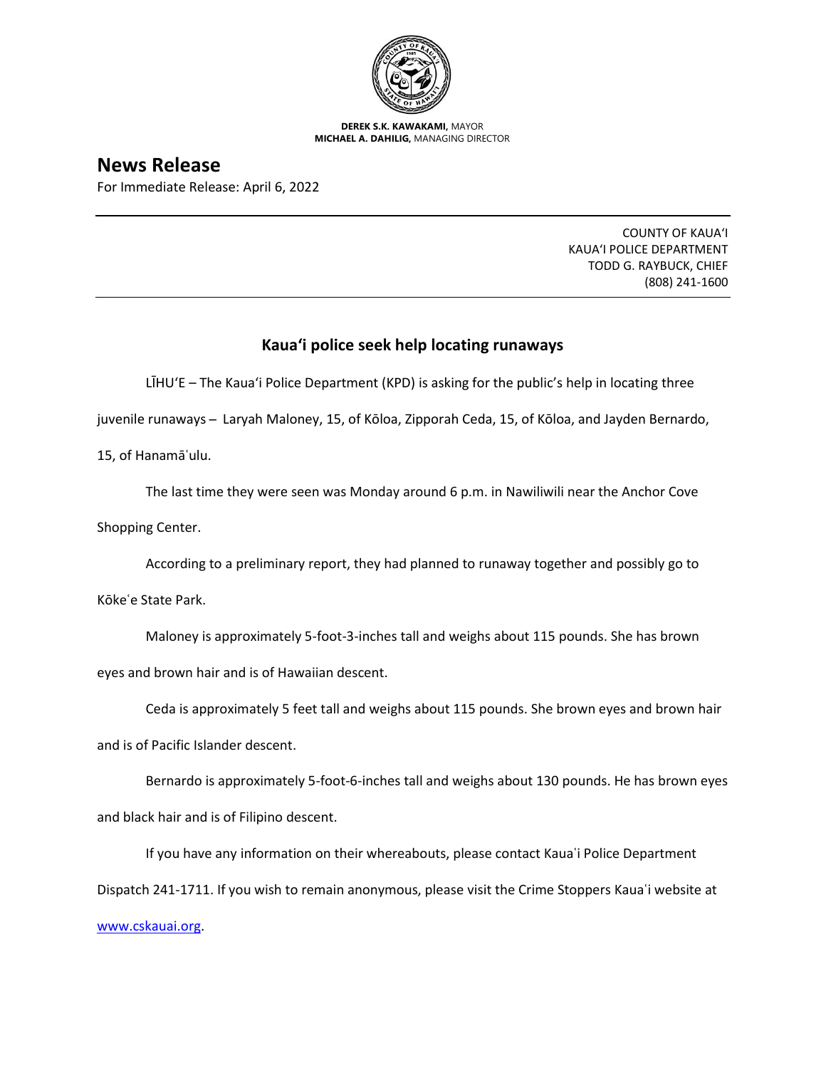**DEREK S.K. KAWAKAMI,** MAYOR
**MICHAEL A. DAHILIG,** MANAGING DIRECTOR

# News Release

For Immediate Release: April 6, 2022

COUNTY OF KAUAʻI
KAUAʻI POLICE DEPARTMENT
TODD G. RAYBUCK, CHIEF
(808) 241-1600

## Kauaʻi police seek help locating runaways

LĪHUʻE – The Kauaʻi Police Department (KPD) is asking for the public's help in locating three juvenile runaways – Laryah Maloney, 15, of Kōloa, Zipporah Ceda, 15, of Kōloa, and Jayden Bernardo, 15, of Hanamāʻulu.

The last time they were seen was Monday around 6 p.m. in Nawiliwili near the Anchor Cove Shopping Center.

According to a preliminary report, they had planned to runaway together and possibly go to Kōkeʻe State Park.

Maloney is approximately 5-foot-3-inches tall and weighs about 115 pounds. She has brown eyes and brown hair and is of Hawaiian descent.

Ceda is approximately 5 feet tall and weighs about 115 pounds. She brown eyes and brown hair and is of Pacific Islander descent.

Bernardo is approximately 5-foot-6-inches tall and weighs about 130 pounds. He has brown eyes and black hair and is of Filipino descent.

If you have any information on their whereabouts, please contact Kauaʻi Police Department Dispatch 241-1711. If you wish to remain anonymous, please visit the Crime Stoppers Kauaʻi website at www.cskauai.org.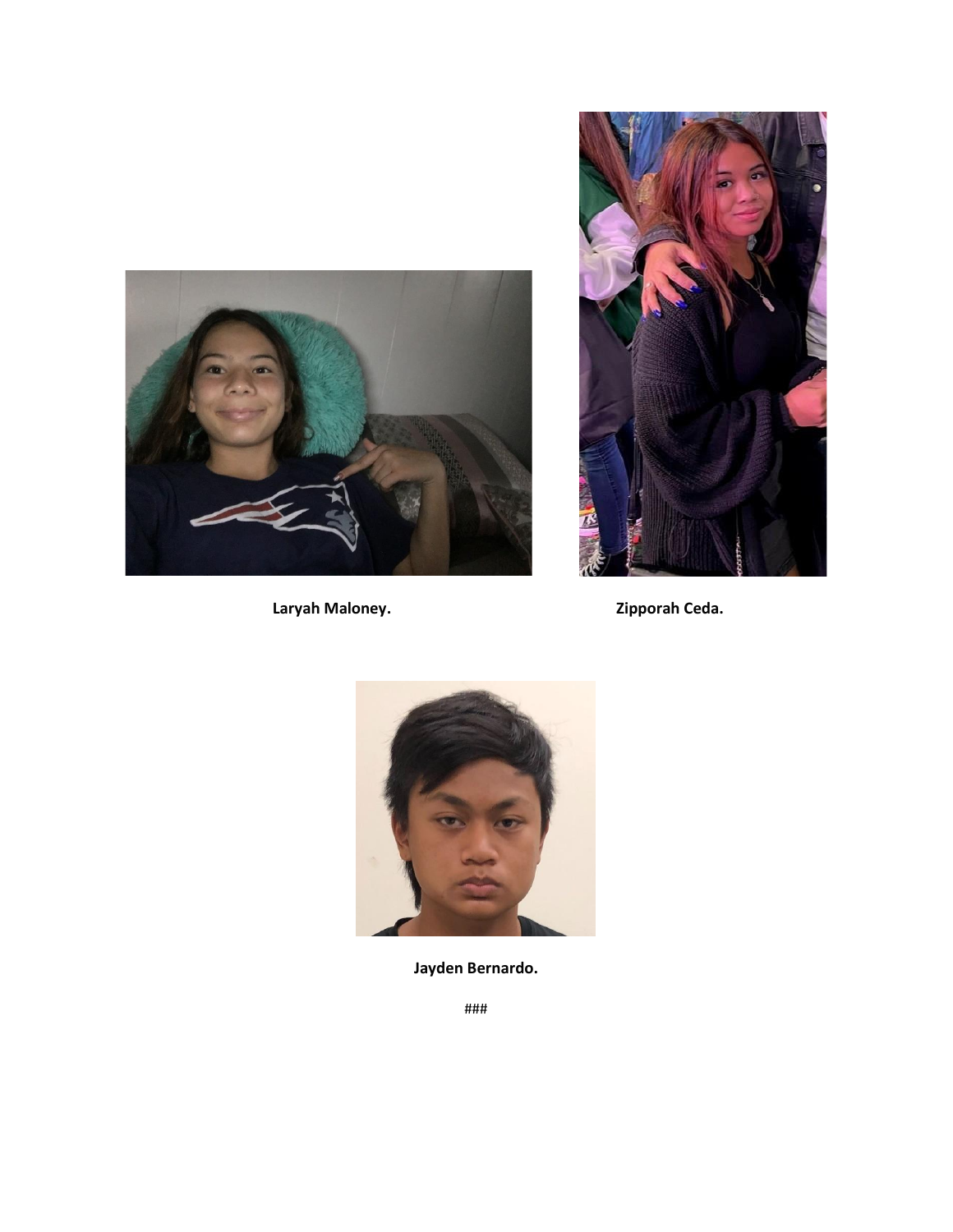**Laryah Maloney.**

**Zipporah Ceda.**

**Jayden Bernardo.**

###